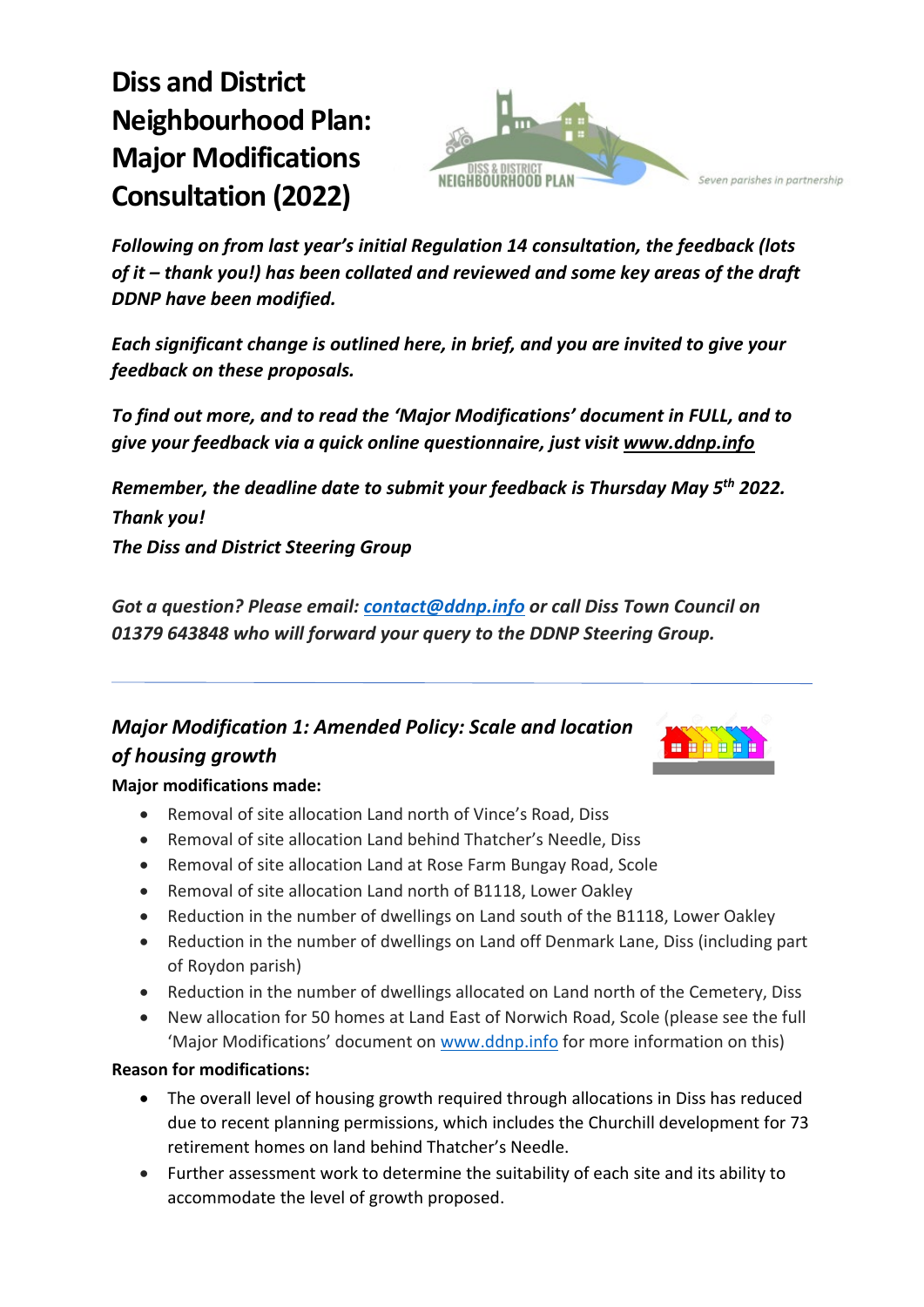# Diss and District Neighbourhood Plan: Major Modifications Consultation (2022)

*Seven parishes in partnership*

***Following on from last year's initial Regulation 14 consultation, the feedback (lots of it – thank you!) has been collated and reviewed and some key areas of the draft DDNP have been modified.***

***Each significant change is outlined here, in brief, and you are invited to give your feedback on these proposals.***

***To find out more, and to read the 'Major Modifications' document in FULL, and to give your feedback via a quick online questionnaire, just visit [www.ddnp.info](www.ddnp.info)***

***Remember, the deadline date to submit your feedback is Thursday May 5th 2022. Thank you!***
***The Diss and District Steering Group***

***Got a question? Please email: [contact@ddnp.info](mailto:contact@ddnp.info) or call Diss Town Council on 01379 643848 who will forward your query to the DDNP Steering Group.***

---

## *Major Modification 1: Amended Policy: Scale and location of housing growth*

**Major modifications made:**

- Removal of site allocation Land north of Vince's Road, Diss
- Removal of site allocation Land behind Thatcher's Needle, Diss
- Removal of site allocation Land at Rose Farm Bungay Road, Scole
- Removal of site allocation Land north of B1118, Lower Oakley
- Reduction in the number of dwellings on Land south of the B1118, Lower Oakley
- Reduction in the number of dwellings on Land off Denmark Lane, Diss (including part of Roydon parish)
- Reduction in the number of dwellings allocated on Land north of the Cemetery, Diss
- New allocation for 50 homes at Land East of Norwich Road, Scole (please see the full 'Major Modifications' document on [www.ddnp.info](www.ddnp.info) for more information on this)

**Reason for modifications:**

- The overall level of housing growth required through allocations in Diss has reduced due to recent planning permissions, which includes the Churchill development for 73 retirement homes on land behind Thatcher's Needle.
- Further assessment work to determine the suitability of each site and its ability to accommodate the level of growth proposed.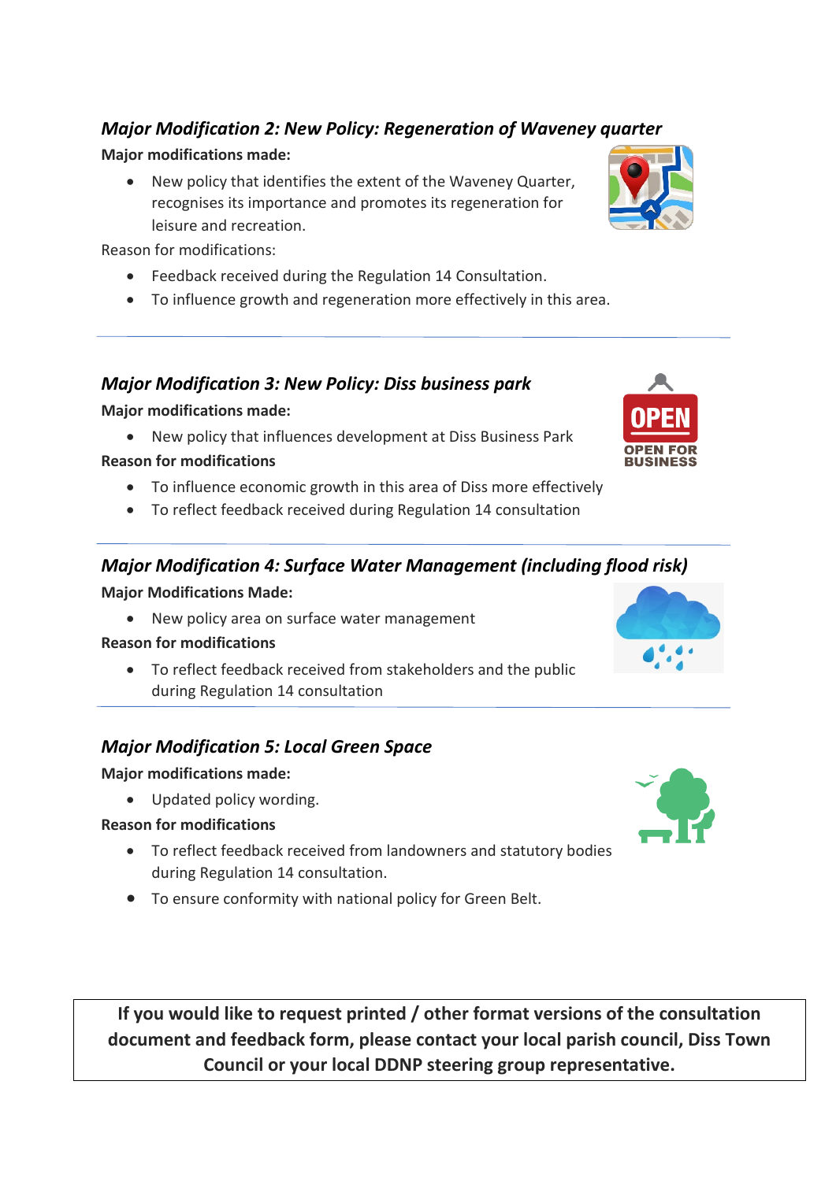### *Major Modification 2: New Policy: Regeneration of Waveney quarter*

**Major modifications made:**

- New policy that identifies the extent of the Waveney Quarter, recognises its importance and promotes its regeneration for leisure and recreation.

Reason for modifications:

- Feedback received during the Regulation 14 Consultation.
- To influence growth and regeneration more effectively in this area.

---

### *Major Modification 3: New Policy: Diss business park*

**Major modifications made:**

- New policy that influences development at Diss Business Park

**Reason for modifications**

- To influence economic growth in this area of Diss more effectively
- To reflect feedback received during Regulation 14 consultation

---

### *Major Modification 4: Surface Water Management (including flood risk)*

**Major Modifications Made:**

- New policy area on surface water management

**Reason for modifications**

- To reflect feedback received from stakeholders and the public during Regulation 14 consultation

---

### *Major Modification 5: Local Green Space*

**Major modifications made:**

- Updated policy wording.

**Reason for modifications**

- To reflect feedback received from landowners and statutory bodies during Regulation 14 consultation.
- To ensure conformity with national policy for Green Belt.

**If you would like to request printed / other format versions of the consultation document and feedback form, please contact your local parish council, Diss Town Council or your local DDNP steering group representative.**